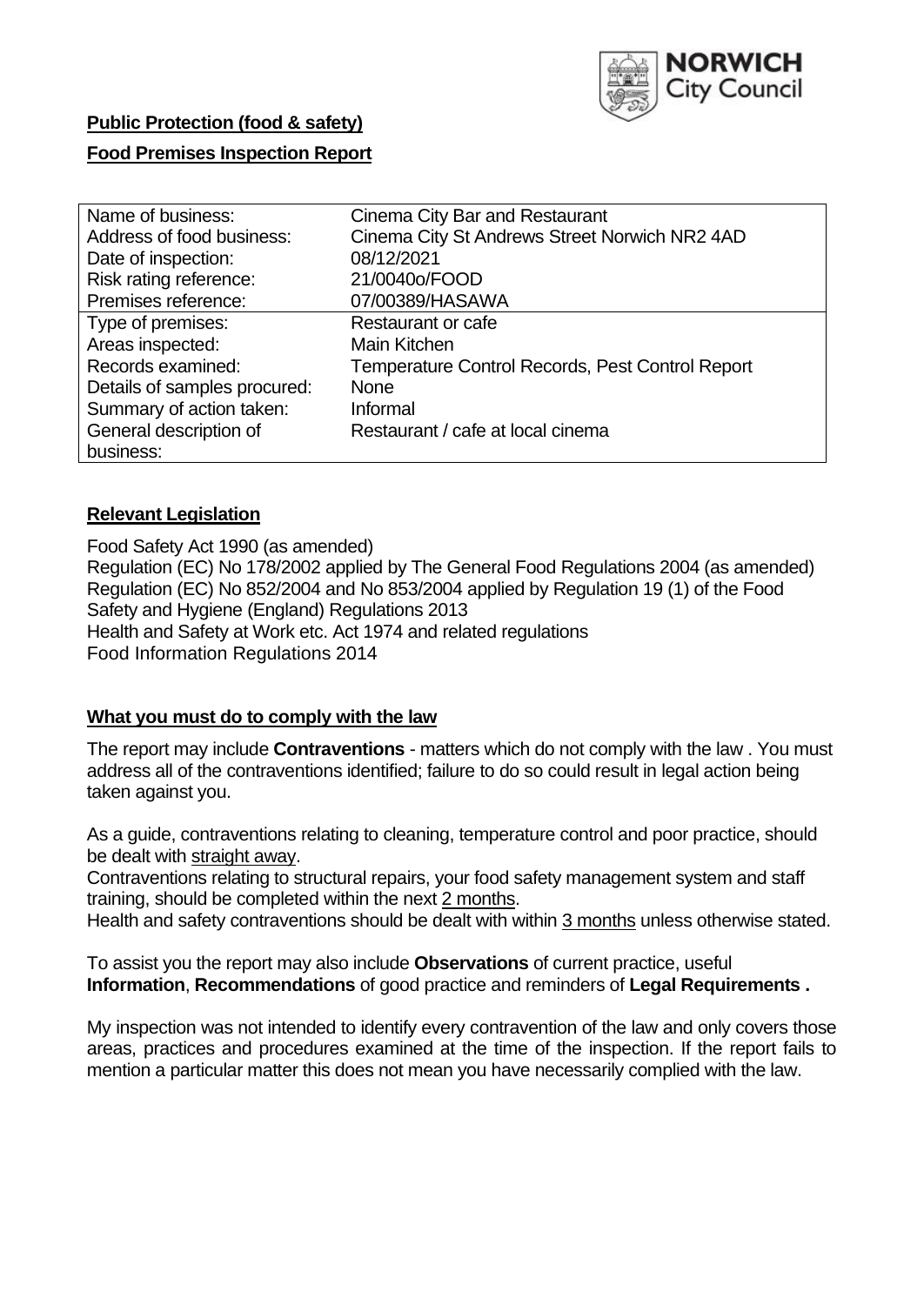**Public Protection (food & safety)**

**Food Premises Inspection Report**

| Name of business: | Cinema City Bar and Restaurant |
|---|---|
| Address of food business: | Cinema City St Andrews Street Norwich NR2 4AD |
| Date of inspection: | 08/12/2021 |
| Risk rating reference: | 21/00400/FOOD |
| Premises reference: | 07/00389/HASAWA |
| Type of premises: | Restaurant or cafe |
| Areas inspected: | Main Kitchen |
| Records examined: | Temperature Control Records, Pest Control Report |
| Details of samples procured: | None |
| Summary of action taken: | Informal |
| General description of business: | Restaurant / cafe at local cinema |

## Relevant Legislation

Food Safety Act 1990 (as amended)
Regulation (EC) No 178/2002 applied by The General Food Regulations 2004 (as amended)
Regulation (EC) No 852/2004 and No 853/2004 applied by Regulation 19 (1) of the Food Safety and Hygiene (England) Regulations 2013
Health and Safety at Work etc. Act 1974 and related regulations
Food Information Regulations 2014

## What you must do to comply with the law

The report may include **Contraventions** - matters which do not comply with the law . You must address all of the contraventions identified; failure to do so could result in legal action being taken against you.

As a guide, contraventions relating to cleaning, temperature control and poor practice, should be dealt with straight away.
Contraventions relating to structural repairs, your food safety management system and staff training, should be completed within the next 2 months.
Health and safety contraventions should be dealt with within 3 months unless otherwise stated.

To assist you the report may also include **Observations** of current practice, useful **Information**, **Recommendations** of good practice and reminders of **Legal Requirements .**

My inspection was not intended to identify every contravention of the law and only covers those areas, practices and procedures examined at the time of the inspection. If the report fails to mention a particular matter this does not mean you have necessarily complied with the law.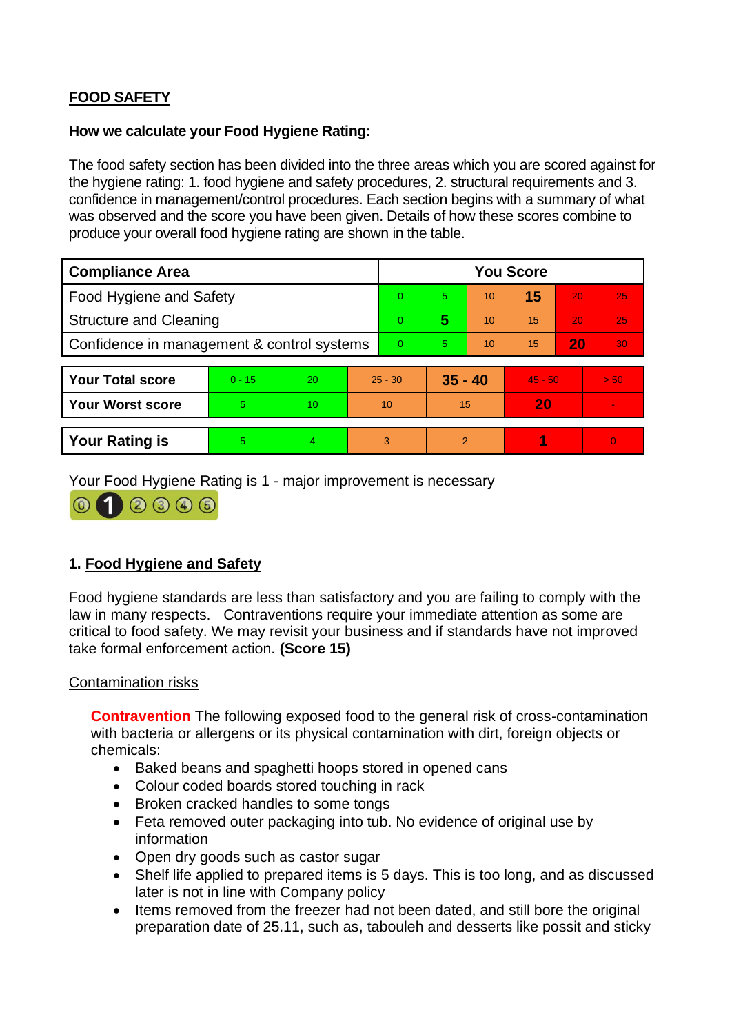## FOOD SAFETY

**How we calculate your Food Hygiene Rating:**

The food safety section has been divided into the three areas which you are scored against for the hygiene rating: 1. food hygiene and safety procedures, 2. structural requirements and 3. confidence in management/control procedures. Each section begins with a summary of what was observed and the score you have been given. Details of how these scores combine to produce your overall food hygiene rating are shown in the table.

| Compliance Area | You Score | | | | | |
|---|---|---|---|---|---|---|
| Food Hygiene and Safety | 0 | 5 | 10 | **15** | 20 | 25 |
| Structure and Cleaning | 0 | **5** | 10 | 15 | 20 | 25 |
| Confidence in management & control systems | 0 | 5 | 10 | 15 | **20** | 30 |

| | | | | | | |
|---|---|---|---|---|---|---|
| **Your Total score** | 0 - 15 | 20 | 25 - 30 | **35 - 40** | 45 - 50 | > 50 |
| **Your Worst score** | 5 | 10 | 10 | 15 | **20** | - |

| | | | | | | |
|---|---|---|---|---|---|---|
| **Your Rating is** | 5 | 4 | 3 | 2 | **1** | 0 |

Your Food Hygiene Rating is 1 - major improvement is necessary

### 1. Food Hygiene and Safety

Food hygiene standards are less than satisfactory and you are failing to comply with the law in many respects. Contraventions require your immediate attention as some are critical to food safety. We may revisit your business and if standards have not improved take formal enforcement action. **(Score 15)**

Contamination risks

**Contravention** The following exposed food to the general risk of cross-contamination with bacteria or allergens or its physical contamination with dirt, foreign objects or chemicals:

- Baked beans and spaghetti hoops stored in opened cans
- Colour coded boards stored touching in rack
- Broken cracked handles to some tongs
- Feta removed outer packaging into tub. No evidence of original use by information
- Open dry goods such as castor sugar
- Shelf life applied to prepared items is 5 days. This is too long, and as discussed later is not in line with Company policy
- Items removed from the freezer had not been dated, and still bore the original preparation date of 25.11, such as, tabouleh and desserts like possit and sticky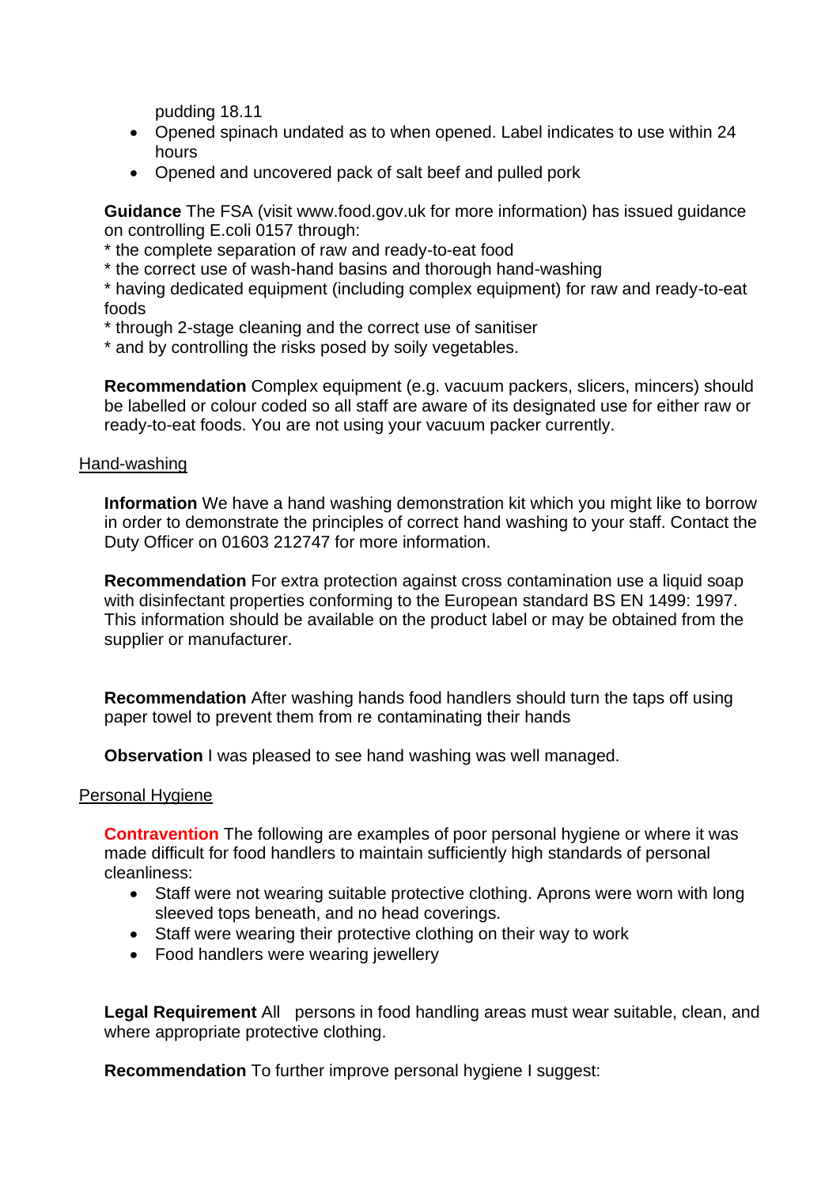pudding 18.11

- Opened spinach undated as to when opened. Label indicates to use within 24 hours
- Opened and uncovered pack of salt beef and pulled pork

**Guidance** The FSA (visit www.food.gov.uk for more information) has issued guidance on controlling E.coli 0157 through:
* the complete separation of raw and ready-to-eat food
* the correct use of wash-hand basins and thorough hand-washing
* having dedicated equipment (including complex equipment) for raw and ready-to-eat foods
* through 2-stage cleaning and the correct use of sanitiser
* and by controlling the risks posed by soily vegetables.

**Recommendation** Complex equipment (e.g. vacuum packers, slicers, mincers) should be labelled or colour coded so all staff are aware of its designated use for either raw or ready-to-eat foods. You are not using your vacuum packer currently.

Hand-washing

**Information** We have a hand washing demonstration kit which you might like to borrow in order to demonstrate the principles of correct hand washing to your staff. Contact the Duty Officer on 01603 212747 for more information.

**Recommendation** For extra protection against cross contamination use a liquid soap with disinfectant properties conforming to the European standard BS EN 1499: 1997. This information should be available on the product label or may be obtained from the supplier or manufacturer.

**Recommendation** After washing hands food handlers should turn the taps off using paper towel to prevent them from re contaminating their hands

**Observation** I was pleased to see hand washing was well managed.

Personal Hygiene

**Contravention** The following are examples of poor personal hygiene or where it was made difficult for food handlers to maintain sufficiently high standards of personal cleanliness:

- Staff were not wearing suitable protective clothing. Aprons were worn with long sleeved tops beneath, and no head coverings.
- Staff were wearing their protective clothing on their way to work
- Food handlers were wearing jewellery

**Legal Requirement** All persons in food handling areas must wear suitable, clean, and where appropriate protective clothing.

**Recommendation** To further improve personal hygiene I suggest: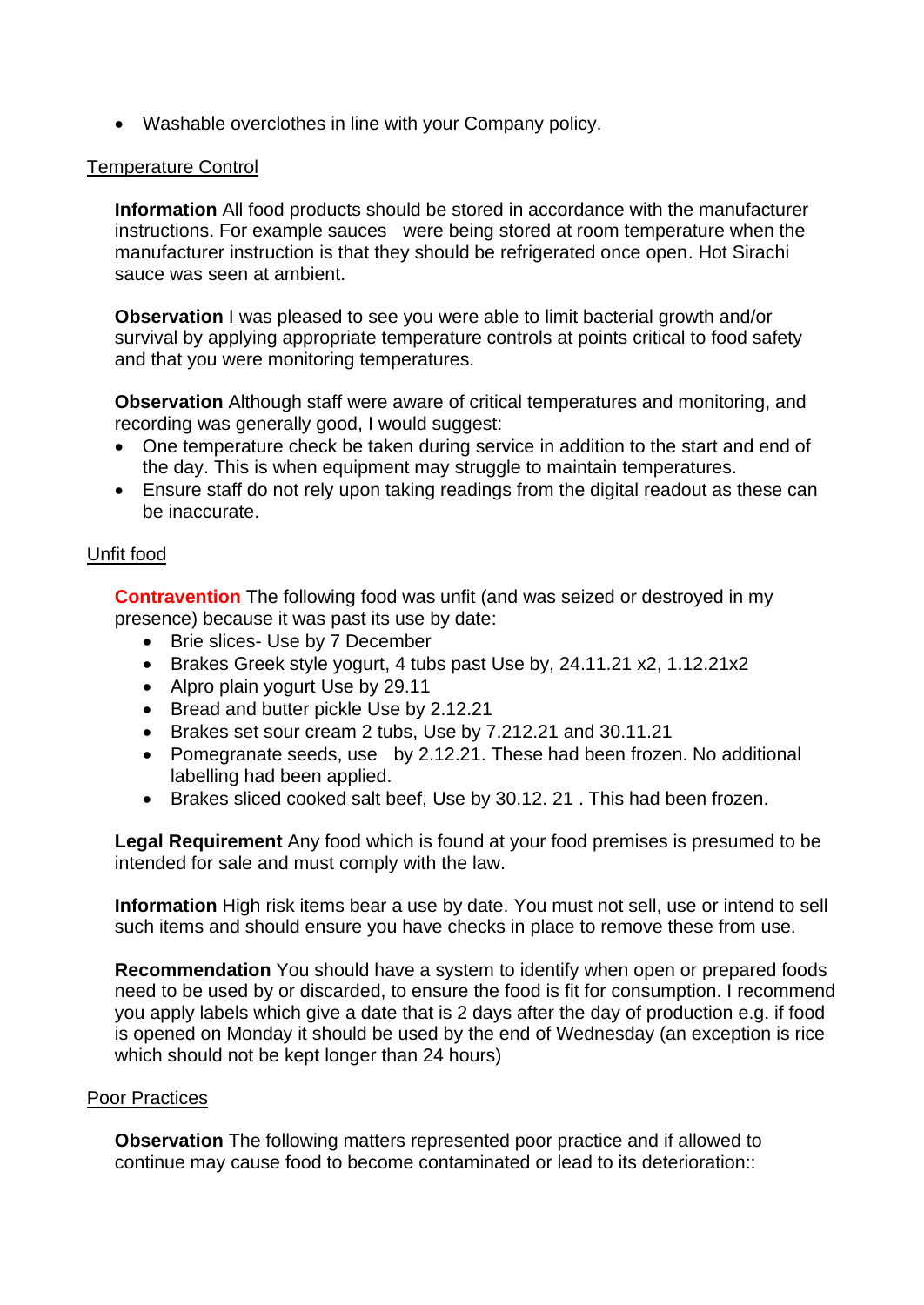- Washable overclothes in line with your Company policy.

Temperature Control

**Information** All food products should be stored in accordance with the manufacturer instructions. For example sauces were being stored at room temperature when the manufacturer instruction is that they should be refrigerated once open. Hot Sirachi sauce was seen at ambient.

**Observation** I was pleased to see you were able to limit bacterial growth and/or survival by applying appropriate temperature controls at points critical to food safety and that you were monitoring temperatures.

**Observation** Although staff were aware of critical temperatures and monitoring, and recording was generally good, I would suggest:

- One temperature check be taken during service in addition to the start and end of the day. This is when equipment may struggle to maintain temperatures.
- Ensure staff do not rely upon taking readings from the digital readout as these can be inaccurate.

Unfit food

**Contravention** The following food was unfit (and was seized or destroyed in my presence) because it was past its use by date:

- Brie slices- Use by 7 December
- Brakes Greek style yogurt, 4 tubs past Use by, 24.11.21 x2, 1.12.21x2
- Alpro plain yogurt Use by 29.11
- Bread and butter pickle Use by 2.12.21
- Brakes set sour cream 2 tubs, Use by 7.212.21 and 30.11.21
- Pomegranate seeds, use by 2.12.21. These had been frozen. No additional labelling had been applied.
- Brakes sliced cooked salt beef, Use by 30.12. 21 . This had been frozen.

**Legal Requirement** Any food which is found at your food premises is presumed to be intended for sale and must comply with the law.

**Information** High risk items bear a use by date. You must not sell, use or intend to sell such items and should ensure you have checks in place to remove these from use.

**Recommendation** You should have a system to identify when open or prepared foods need to be used by or discarded, to ensure the food is fit for consumption. I recommend you apply labels which give a date that is 2 days after the day of production e.g. if food is opened on Monday it should be used by the end of Wednesday (an exception is rice which should not be kept longer than 24 hours)

Poor Practices

**Observation** The following matters represented poor practice and if allowed to continue may cause food to become contaminated or lead to its deterioration::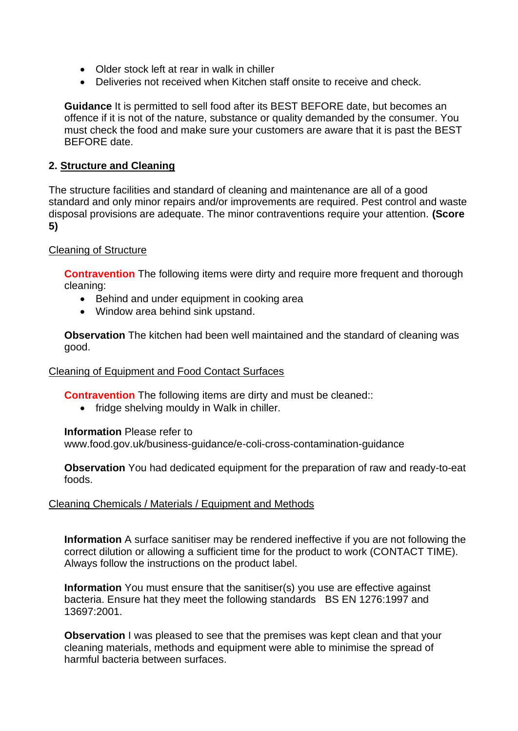- Older stock left at rear in walk in chiller
- Deliveries not received when Kitchen staff onsite to receive and check.

**Guidance** It is permitted to sell food after its BEST BEFORE date, but becomes an offence if it is not of the nature, substance or quality demanded by the consumer. You must check the food and make sure your customers are aware that it is past the BEST BEFORE date.

## 2. Structure and Cleaning

The structure facilities and standard of cleaning and maintenance are all of a good standard and only minor repairs and/or improvements are required. Pest control and waste disposal provisions are adequate. The minor contraventions require your attention. **(Score 5)**

### Cleaning of Structure

**Contravention** The following items were dirty and require more frequent and thorough cleaning:

- Behind and under equipment in cooking area
- Window area behind sink upstand.

**Observation** The kitchen had been well maintained and the standard of cleaning was good.

### Cleaning of Equipment and Food Contact Surfaces

**Contravention** The following items are dirty and must be cleaned::

- fridge shelving mouldy in Walk in chiller.

**Information** Please refer to www.food.gov.uk/business-guidance/e-coli-cross-contamination-guidance

**Observation** You had dedicated equipment for the preparation of raw and ready-to-eat foods.

### Cleaning Chemicals / Materials / Equipment and Methods

**Information** A surface sanitiser may be rendered ineffective if you are not following the correct dilution or allowing a sufficient time for the product to work (CONTACT TIME). Always follow the instructions on the product label.

**Information** You must ensure that the sanitiser(s) you use are effective against bacteria. Ensure hat they meet the following standards BS EN 1276:1997 and 13697:2001.

**Observation** I was pleased to see that the premises was kept clean and that your cleaning materials, methods and equipment were able to minimise the spread of harmful bacteria between surfaces.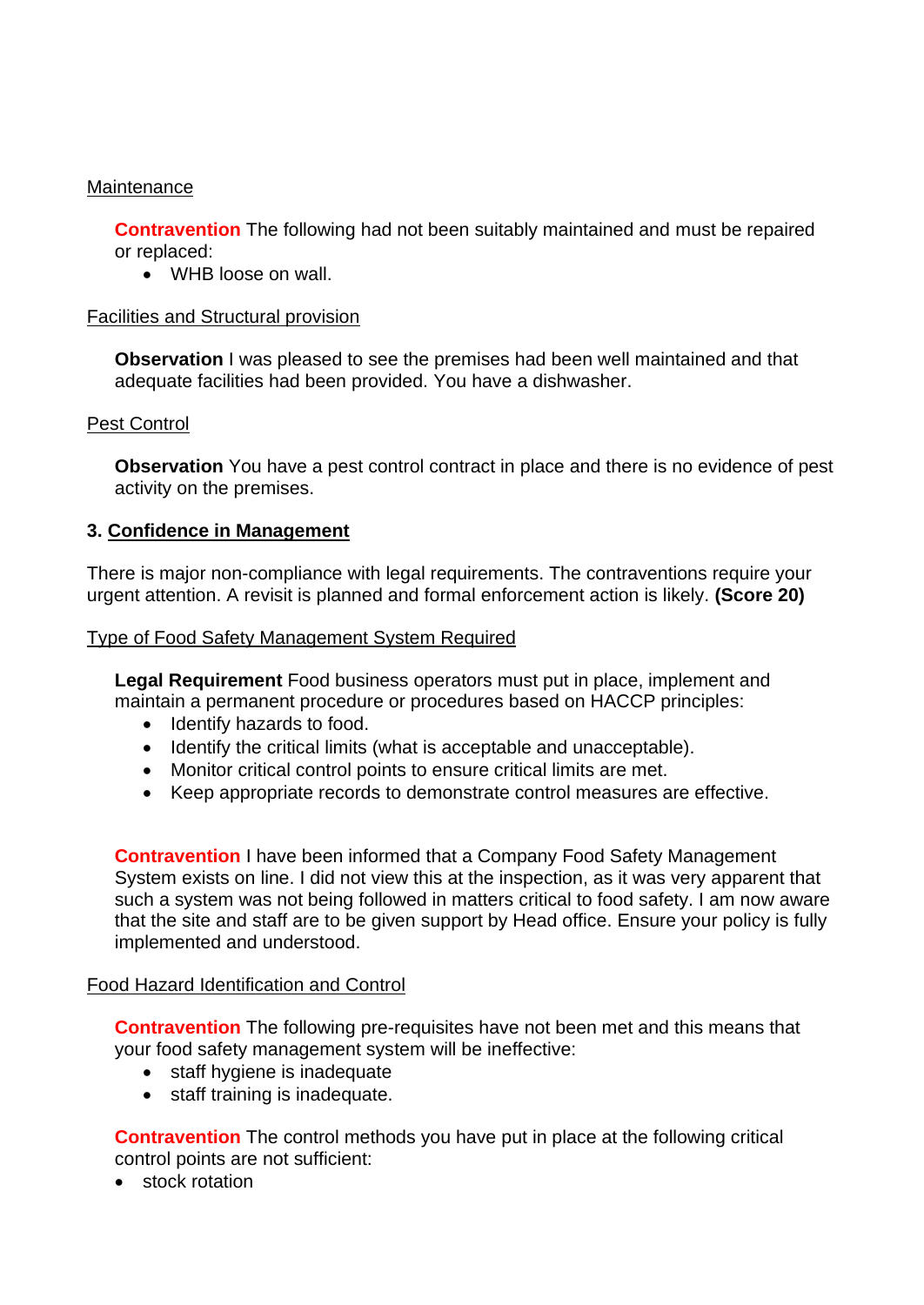Maintenance

**Contravention** The following had not been suitably maintained and must be repaired or replaced:

- WHB loose on wall.

Facilities and Structural provision

**Observation** I was pleased to see the premises had been well maintained and that adequate facilities had been provided. You have a dishwasher.

Pest Control

**Observation** You have a pest control contract in place and there is no evidence of pest activity on the premises.

## 3. Confidence in Management

There is major non-compliance with legal requirements. The contraventions require your urgent attention. A revisit is planned and formal enforcement action is likely. **(Score 20)**

Type of Food Safety Management System Required

**Legal Requirement** Food business operators must put in place, implement and maintain a permanent procedure or procedures based on HACCP principles:

- Identify hazards to food.
- Identify the critical limits (what is acceptable and unacceptable).
- Monitor critical control points to ensure critical limits are met.
- Keep appropriate records to demonstrate control measures are effective.

**Contravention** I have been informed that a Company Food Safety Management System exists on line. I did not view this at the inspection, as it was very apparent that such a system was not being followed in matters critical to food safety. I am now aware that the site and staff are to be given support by Head office. Ensure your policy is fully implemented and understood.

Food Hazard Identification and Control

**Contravention** The following pre-requisites have not been met and this means that your food safety management system will be ineffective:

- staff hygiene is inadequate
- staff training is inadequate.

**Contravention** The control methods you have put in place at the following critical control points are not sufficient:

- stock rotation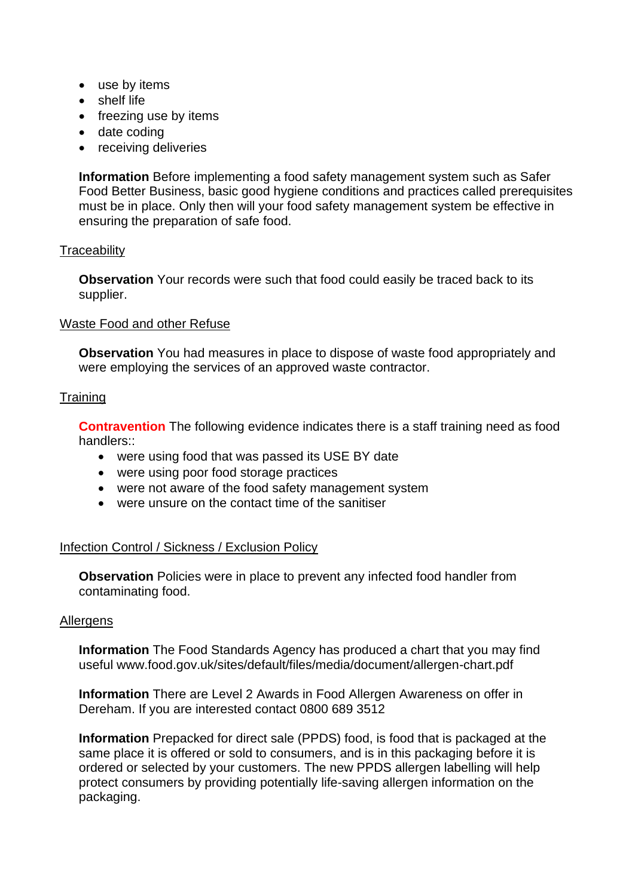- use by items
- shelf life
- freezing use by items
- date coding
- receiving deliveries

**Information** Before implementing a food safety management system such as Safer Food Better Business, basic good hygiene conditions and practices called prerequisites must be in place. Only then will your food safety management system be effective in ensuring the preparation of safe food.

Traceability

**Observation** Your records were such that food could easily be traced back to its supplier.

Waste Food and other Refuse

**Observation** You had measures in place to dispose of waste food appropriately and were employing the services of an approved waste contractor.

Training

**Contravention** The following evidence indicates there is a staff training need as food handlers::

- were using food that was passed its USE BY date
- were using poor food storage practices
- were not aware of the food safety management system
- were unsure on the contact time of the sanitiser

Infection Control / Sickness / Exclusion Policy

**Observation** Policies were in place to prevent any infected food handler from contaminating food.

Allergens

**Information** The Food Standards Agency has produced a chart that you may find useful www.food.gov.uk/sites/default/files/media/document/allergen-chart.pdf

**Information** There are Level 2 Awards in Food Allergen Awareness on offer in Dereham. If you are interested contact 0800 689 3512

**Information** Prepacked for direct sale (PPDS) food, is food that is packaged at the same place it is offered or sold to consumers, and is in this packaging before it is ordered or selected by your customers. The new PPDS allergen labelling will help protect consumers by providing potentially life-saving allergen information on the packaging.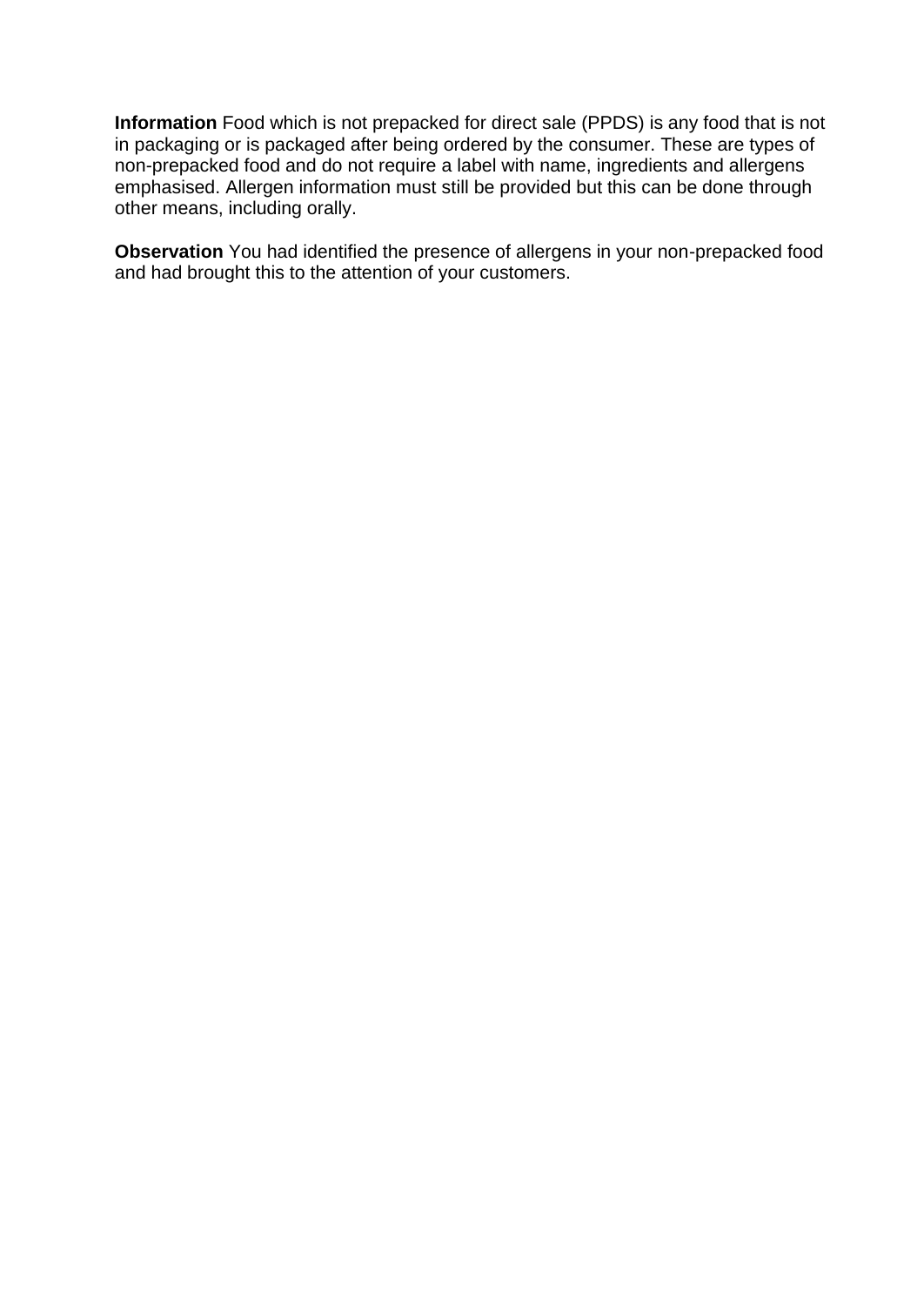**Information** Food which is not prepacked for direct sale (PPDS) is any food that is not in packaging or is packaged after being ordered by the consumer. These are types of non-prepacked food and do not require a label with name, ingredients and allergens emphasised. Allergen information must still be provided but this can be done through other means, including orally.

**Observation** You had identified the presence of allergens in your non-prepacked food and had brought this to the attention of your customers.